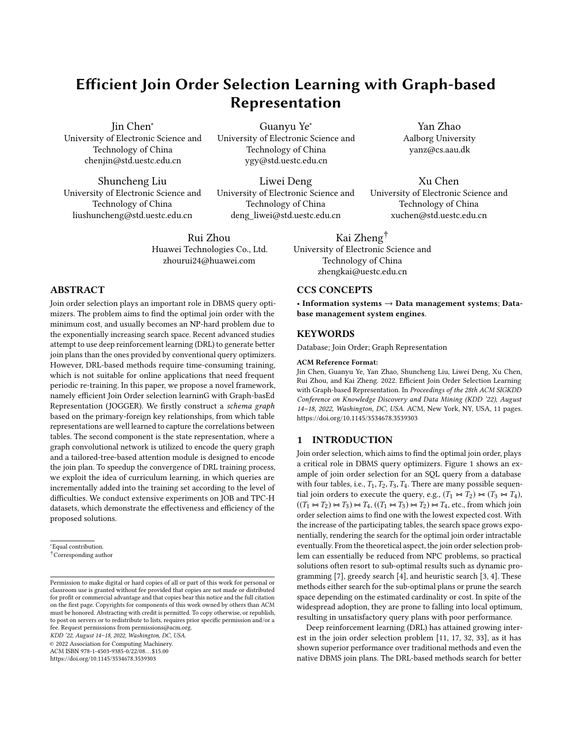# Efficient Join Order Selection Learning with Graph-based Representation

Jin Chen*
University of Electronic Science and Technology of China
chenjin@std.uestc.edu.cn

Guanyu Ye*
University of Electronic Science and Technology of China
ygy@std.uestc.edu.cn

Yan Zhao
Aalborg University
yanz@cs.aau.dk

Shuncheng Liu
University of Electronic Science and Technology of China
liushuncheng@std.uestc.edu.cn

Liwei Deng
University of Electronic Science and Technology of China
deng_liwei@std.uestc.edu.cn

Xu Chen
University of Electronic Science and Technology of China
xuchen@std.uestc.edu.cn

Rui Zhou
Huawei Technologies Co., Ltd.
zhourui24@huawei.com

Kai Zheng†
University of Electronic Science and Technology of China
zhengkai@uestc.edu.cn

## ABSTRACT

Join order selection plays an important role in DBMS query optimizers. The problem aims to find the optimal join order with the minimum cost, and usually becomes an NP-hard problem due to the exponentially increasing search space. Recent advanced studies attempt to use deep reinforcement learning (DRL) to generate better join plans than the ones provided by conventional query optimizers. However, DRL-based methods require time-consuming training, which is not suitable for online applications that need frequent periodic re-training. In this paper, we propose a novel framework, namely efficient Join Order selection learninG with Graph-basEd Representation (JOGGER). We firstly construct a *schema graph* based on the primary-foreign key relationships, from which table representations are well learned to capture the correlations between tables. The second component is the state representation, where a graph convolutional network is utilized to encode the query graph and a tailored-tree-based attention module is designed to encode the join plan. To speedup the convergence of DRL training process, we exploit the idea of curriculum learning, in which queries are incrementally added into the training set according to the level of difficulties. We conduct extensive experiments on JOB and TPC-H datasets, which demonstrate the effectiveness and efficiency of the proposed solutions.

*Equal contribution.
†Corresponding author

Permission to make digital or hard copies of all or part of this work for personal or classroom use is granted without fee provided that copies are not made or distributed for profit or commercial advantage and that copies bear this notice and the full citation on the first page. Copyrights for components of this work owned by others than ACM must be honored. Abstracting with credit is permitted. To copy otherwise, or republish, to post on servers or to redistribute to lists, requires prior specific permission and/or a fee. Request permissions from permissions@acm.org.
*KDD '22, August 14–18, 2022, Washington, DC, USA.*
© 2022 Association for Computing Machinery.
ACM ISBN 978-1-4503-9385-0/22/08…$15.00
https://doi.org/10.1145/3534678.3539303

## CCS CONCEPTS

• **Information systems** → **Data management systems**; **Database management system engines**.

## KEYWORDS

Database; Join Order; Graph Representation

**ACM Reference Format:**
Jin Chen, Guanyu Ye, Yan Zhao, Shuncheng Liu, Liwei Deng, Xu Chen, Rui Zhou, and Kai Zheng. 2022. Efficient Join Order Selection Learning with Graph-based Representation. In *Proceedings of the 28th ACM SIGKDD Conference on Knowledge Discovery and Data Mining (KDD '22), August 14–18, 2022, Washington, DC, USA.* ACM, New York, NY, USA, 11 pages. https://doi.org/10.1145/3534678.3539303

## 1 INTRODUCTION

Join order selection, which aims to find the optimal join order, plays a critical role in DBMS query optimizers. Figure 1 shows an example of join order selection for an SQL query from a database with four tables, i.e., $T_1, T_2, T_3, T_4$. There are many possible sequential join orders to execute the query, e.g., $(T_1 \bowtie T_2) \bowtie (T_3 \bowtie T_4)$, $((T_1 \bowtie T_2) \bowtie T_3) \bowtie T_4$, $((T_1 \bowtie T_3) \bowtie T_2) \bowtie T_4$, etc., from which join order selection aims to find one with the lowest expected cost. With the increase of the participating tables, the search space grows exponentially, rendering the search for the optimal join order intractable eventually. From the theoretical aspect, the join order selection problem can essentially be reduced from NPC problems, so practical solutions often resort to sub-optimal results such as dynamic programming [7], greedy search [4], and heuristic search [3, 4]. These methods either search for the sub-optimal plans or prune the search space depending on the estimated cardinality or cost. In spite of the widespread adoption, they are prone to falling into local optimum, resulting in unsatisfactory query plans with poor performance.

Deep reinforcement learning (DRL) has attained growing interest in the join order selection problem [11, 17, 32, 33], as it has shown superior performance over traditional methods and even the native DBMS join plans. The DRL-based methods search for better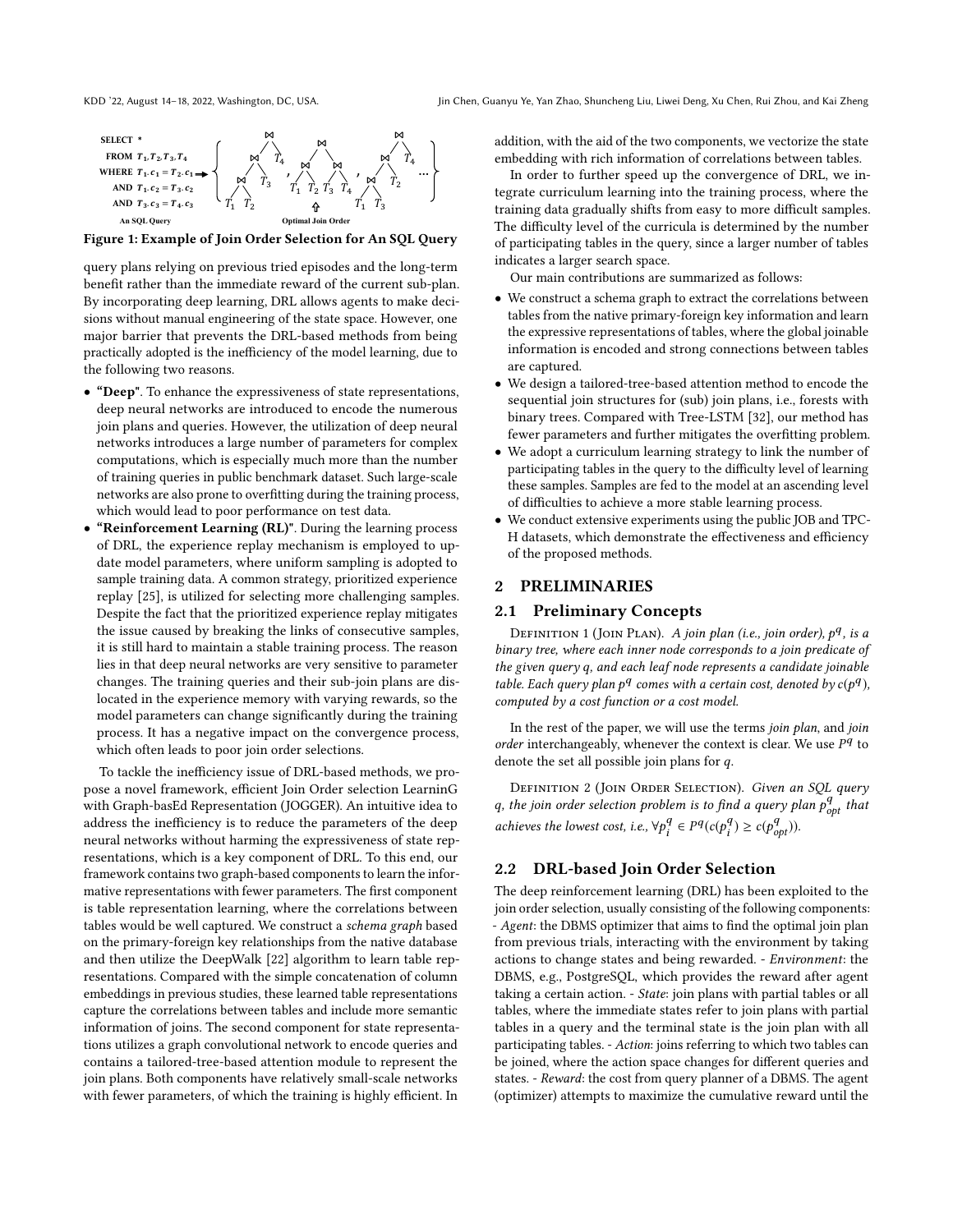```
SELECT *
  FROM T1,T2,T3,T4
WHERE T1.c1 = T2.c1
    AND T1.c2 = T3.c2
    AND T3.c3 = T4.c3
```

Figure 1: Example of Join Order Selection for An SQL Query

query plans relying on previous tried episodes and the long-term benefit rather than the immediate reward of the current sub-plan. By incorporating deep learning, DRL allows agents to make decisions without manual engineering of the state space. However, one major barrier that prevents the DRL-based methods from being practically adopted is the inefficiency of the model learning, due to the following two reasons.

- **"Deep"**. To enhance the expressiveness of state representations, deep neural networks are introduced to encode the numerous join plans and queries. However, the utilization of deep neural networks introduces a large number of parameters for complex computations, which is especially much more than the number of training queries in public benchmark dataset. Such large-scale networks are also prone to overfitting during the training process, which would lead to poor performance on test data.
- **"Reinforcement Learning (RL)"**. During the learning process of DRL, the experience replay mechanism is employed to update model parameters, where uniform sampling is adopted to sample training data. A common strategy, prioritized experience replay [25], is utilized for selecting more challenging samples. Despite the fact that the prioritized experience replay mitigates the issue caused by breaking the links of consecutive samples, it is still hard to maintain a stable training process. The reason lies in that deep neural networks are very sensitive to parameter changes. The training queries and their sub-join plans are dislocated in the experience memory with varying rewards, so the model parameters can change significantly during the training process. It has a negative impact on the convergence process, which often leads to poor join order selections.

To tackle the inefficiency issue of DRL-based methods, we propose a novel framework, efficient Join Order selection LearninG with Graph-basEd Representation (JOGGER). An intuitive idea to address the inefficiency is to reduce the parameters of the deep neural networks without harming the expressiveness of state representations, which is a key component of DRL. To this end, our framework contains two graph-based components to learn the informative representations with fewer parameters. The first component is table representation learning, where the correlations between tables would be well captured. We construct a *schema graph* based on the primary-foreign key relationships from the native database and then utilize the DeepWalk [22] algorithm to learn table representations. Compared with the simple concatenation of column embeddings in previous studies, these learned table representations capture the correlations between tables and include more semantic information of joins. The second component for state representations utilizes a graph convolutional network to encode queries and contains a tailored-tree-based attention module to represent the join plans. Both components have relatively small-scale networks with fewer parameters, of which the training is highly efficient. In addition, with the aid of the two components, we vectorize the state embedding with rich information of correlations between tables.

In order to further speed up the convergence of DRL, we integrate curriculum learning into the training process, where the training data gradually shifts from easy to more difficult samples. The difficulty level of the curricula is determined by the number of participating tables in the query, since a larger number of tables indicates a larger search space.

Our main contributions are summarized as follows:

- We construct a schema graph to extract the correlations between tables from the native primary-foreign key information and learn the expressive representations of tables, where the global joinable information is encoded and strong connections between tables are captured.
- We design a tailored-tree-based attention method to encode the sequential join structures for (sub) join plans, i.e., forests with binary trees. Compared with Tree-LSTM [32], our method has fewer parameters and further mitigates the overfitting problem.
- We adopt a curriculum learning strategy to link the number of participating tables in the query to the difficulty level of learning these samples. Samples are fed to the model at an ascending level of difficulties to achieve a more stable learning process.
- We conduct extensive experiments using the public JOB and TPC-H datasets, which demonstrate the effectiveness and efficiency of the proposed methods.

## 2 PRELIMINARIES

### 2.1 Preliminary Concepts

Definition 1 (Join Plan). *A join plan (i.e., join order), $p^q$, is a binary tree, where each inner node corresponds to a join predicate of the given query q, and each leaf node represents a candidate joinable table. Each query plan $p^q$ comes with a certain cost, denoted by $c(p^q)$, computed by a cost function or a cost model.*

In the rest of the paper, we will use the terms *join plan*, and *join order* interchangeably, whenever the context is clear. We use $P^q$ to denote the set all possible join plans for $q$.

Definition 2 (Join Order Selection). *Given an SQL query q, the join order selection problem is to find a query plan $p^q_{opt}$ that achieves the lowest cost, i.e., $\forall p^q_i \in P^q(c(p^q_i) \geq c(p^q_{opt}))$.*

### 2.2 DRL-based Join Order Selection

The deep reinforcement learning (DRL) has been exploited to the join order selection, usually consisting of the following components: - *Agent*: the DBMS optimizer that aims to find the optimal join plan from previous trials, interacting with the environment by taking actions to change states and being rewarded. - *Environment*: the DBMS, e.g., PostgreSQL, which provides the reward after agent taking a certain action. - *State*: join plans with partial tables or all tables, where the immediate states refer to join plans with partial tables in a query and the terminal state is the join plan with all participating tables. - *Action*: joins referring to which two tables can be joined, where the action space changes for different queries and states. - *Reward*: the cost from query planner of a DBMS. The agent (optimizer) attempts to maximize the cumulative reward until the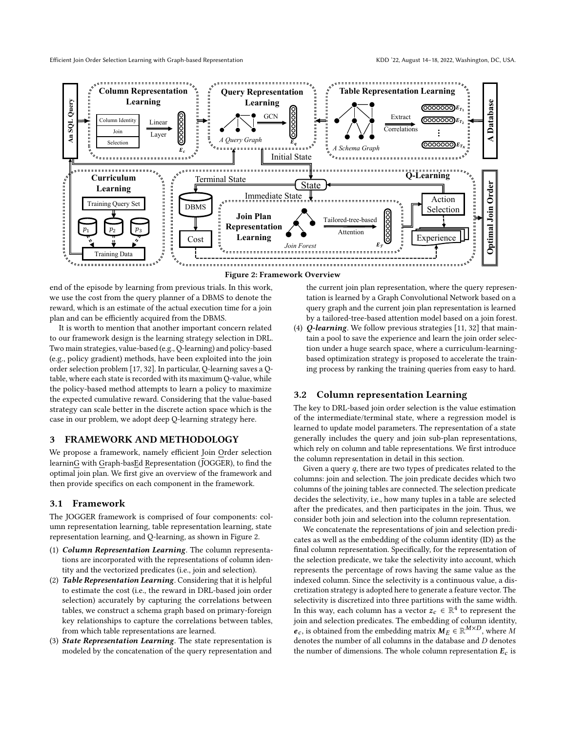Figure 2: Framework Overview

end of the episode by learning from previous trials. In this work, we use the cost from the query planner of a DBMS to denote the reward, which is an estimate of the actual execution time for a join plan and can be efficiently acquired from the DBMS.

It is worth to mention that another important concern related to our framework design is the learning strategy selection in DRL. Two main strategies, value-based (e.g., Q-learning) and policy-based (e.g., policy gradient) methods, have been exploited into the join order selection problem [17, 32]. In particular, Q-learning saves a Q-table, where each state is recorded with its maximum Q-value, while the policy-based method attempts to learn a policy to maximize the expected cumulative reward. Considering that the value-based strategy can scale better in the discrete action space which is the case in our problem, we adopt deep Q-learning strategy here.

## 3 FRAMEWORK AND METHODOLOGY

We propose a framework, namely efficient Join Order selection learninG with Graph-basEd Representation (JOGGER), to find the optimal join plan. We first give an overview of the framework and then provide specifics on each component in the framework.

### 3.1 Framework

The JOGGER framework is comprised of four components: column representation learning, table representation learning, state representation learning, and Q-learning, as shown in Figure 2.

1. ***Column Representation Learning***. The column representations are incorporated with the representations of column identity and the vectorized predicates (i.e., join and selection).
2. ***Table Representation Learning***. Considering that it is helpful to estimate the cost (i.e., the reward in DRL-based join order selection) accurately by capturing the correlations between tables, we construct a schema graph based on primary-foreign key relationships to capture the correlations between tables, from which table representations are learned.
3. ***State Representation Learning***. The state representation is modeled by the concatenation of the query representation and the current join plan representation, where the query representation is learned by a Graph Convolutional Network based on a query graph and the current join plan representation is learned by a tailored-tree-based attention model based on a join forest.
4. ***Q-learning***. We follow previous strategies [11, 32] that maintain a pool to save the experience and learn the join order selection under a huge search space, where a curriculum-learning-based optimization strategy is proposed to accelerate the training process by ranking the training queries from easy to hard.

### 3.2 Column representation Learning

The key to DRL-based join order selection is the value estimation of the intermediate/terminal state, where a regression model is learned to update model parameters. The representation of a state generally includes the query and join sub-plan representations, which rely on column and table representations. We first introduce the column representation in detail in this section.

Given a query $q$, there are two types of predicates related to the columns: join and selection. The join predicate decides which two columns of the joining tables are connected. The selection predicate decides the selectivity, i.e., how many tuples in a table are selected after the predicates, and then participates in the join. Thus, we consider both join and selection into the column representation.

We concatenate the representations of join and selection predicates as well as the embedding of the column identity (ID) as the final column representation. Specifically, for the representation of the selection predicate, we take the selectivity into account, which represents the percentage of rows having the same value as the indexed column. Since the selectivity is a continuous value, a discretization strategy is adopted here to generate a feature vector. The selectivity is discretized into three partitions with the same width. In this way, each column has a vector $\boldsymbol{z_c} \in \mathbb{R}^4$ to represent the join and selection predicates. The embedding of column identity, $\boldsymbol{e_c}$, is obtained from the embedding matrix $\boldsymbol{M}_E \in \mathbb{R}^{M \times D}$, where $M$ denotes the number of all columns in the database and $D$ denotes the number of dimensions. The whole column representation $\boldsymbol{E_c}$ is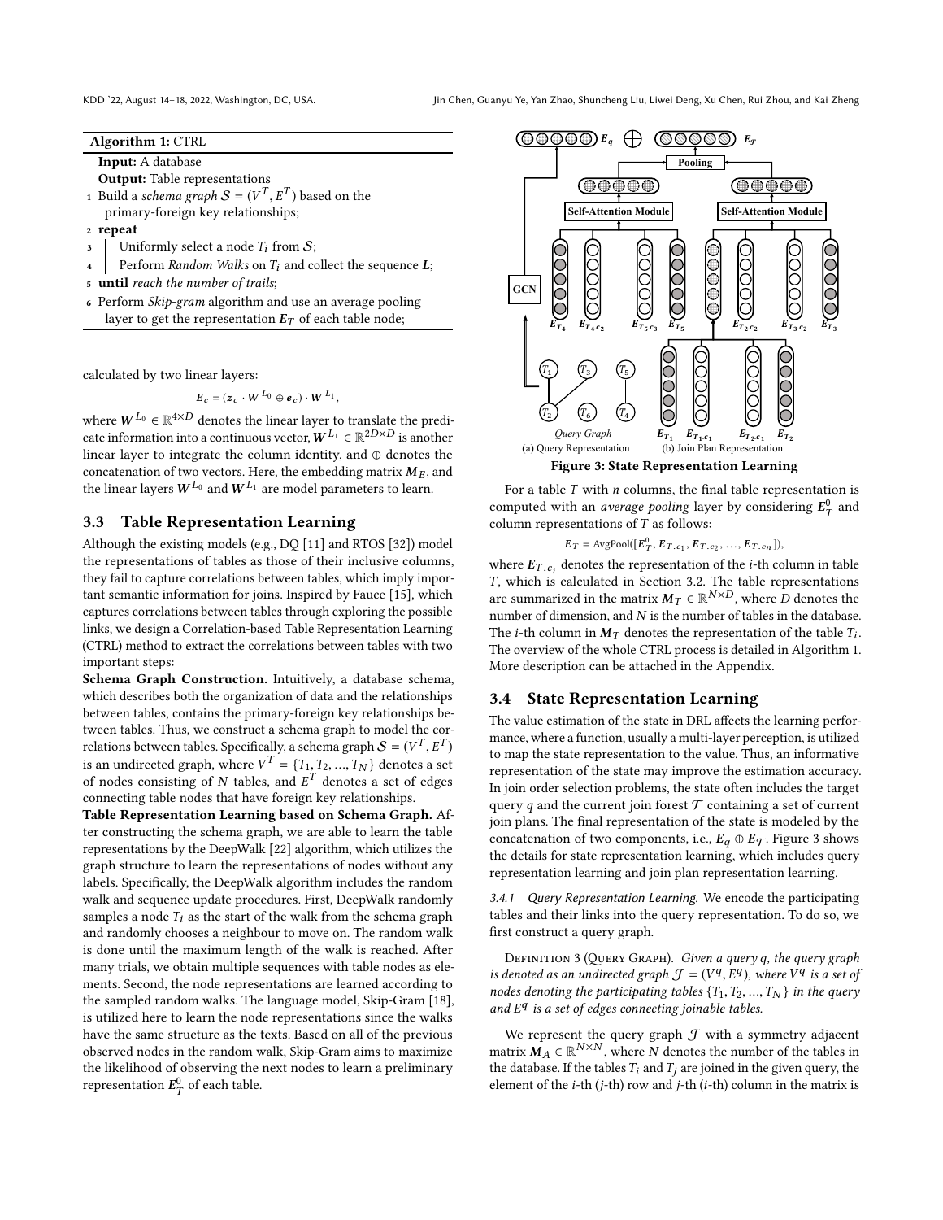**Algorithm 1:** CTRL

**Input:** A database

**Output:** Table representations

1. Build a *schema graph* $\mathcal{S} = (V^T, E^T)$ based on the primary-foreign key relationships;
2. **repeat**
3. Uniformly select a node $T_i$ from $\mathcal{S}$;
4. Perform *Random Walks* on $T_i$ and collect the sequence $\boldsymbol{L}$;
5. **until** *reach the number of trails*;
6. Perform *Skip-gram* algorithm and use an average pooling layer to get the representation $\boldsymbol{E}_T$ of each table node;

calculated by two linear layers:

$$\boldsymbol{E}_c = (\boldsymbol{z}_c \cdot \boldsymbol{W}^{L_0} \oplus \boldsymbol{e}_c) \cdot \boldsymbol{W}^{L_1},$$

where $\boldsymbol{W}^{L_0} \in \mathbb{R}^{4 \times D}$ denotes the linear layer to translate the predicate information into a continuous vector, $\boldsymbol{W}^{L_1} \in \mathbb{R}^{2D \times D}$ is another linear layer to integrate the column identity, and $\oplus$ denotes the concatenation of two vectors. Here, the embedding matrix $\boldsymbol{M}_E$, and the linear layers $\boldsymbol{W}^{L_0}$ and $\boldsymbol{W}^{L_1}$ are model parameters to learn.

## 3.3 Table Representation Learning

Although the existing models (e.g., DQ [11] and RTOS [32]) model the representations of tables as those of their inclusive columns, they fail to capture correlations between tables, which imply important semantic information for joins. Inspired by Fauce [15], which captures correlations between tables through exploring the possible links, we design a Correlation-based Table Representation Learning (CTRL) method to extract the correlations between tables with two important steps:

**Schema Graph Construction.** Intuitively, a database schema, which describes both the organization of data and the relationships between tables, contains the primary-foreign key relationships between tables. Thus, we construct a schema graph to model the correlations between tables. Specifically, a schema graph $\mathcal{S} = (V^T, E^T)$ is an undirected graph, where $V^T = \{T_1, T_2, ..., T_N\}$ denotes a set of nodes consisting of $N$ tables, and $E^T$ denotes a set of edges connecting table nodes that have foreign key relationships.

**Table Representation Learning based on Schema Graph.** After constructing the schema graph, we are able to learn the table representations by the DeepWalk [22] algorithm, which utilizes the graph structure to learn the representations of nodes without any labels. Specifically, the DeepWalk algorithm includes the random walk and sequence update procedures. First, DeepWalk randomly samples a node $T_i$ as the start of the walk from the schema graph and randomly chooses a neighbour to move on. The random walk is done until the maximum length of the walk is reached. After many trials, we obtain multiple sequences with table nodes as elements. Second, the node representations are learned according to the sampled random walks. The language model, Skip-Gram [18], is utilized here to learn the node representations since the walks have the same structure as the texts. Based on all of the previous observed nodes in the random walk, Skip-Gram aims to maximize the likelihood of observing the next nodes to learn a preliminary representation $\boldsymbol{E}_T^0$ of each table.

(a) Query Representation (b) Join Plan Representation

Figure 3: State Representation Learning

For a table $T$ with $n$ columns, the final table representation is computed with an *average pooling* layer by considering $\boldsymbol{E}_T^0$ and column representations of $T$ as follows:

$$\boldsymbol{E}_T = \text{AvgPool}([\boldsymbol{E}_T^0, \boldsymbol{E}_{T.c_1}, \boldsymbol{E}_{T.c_2}, ..., \boldsymbol{E}_{T.cn}]),$$

where $\boldsymbol{E}_{T.c_i}$ denotes the representation of the $i$-th column in table $T$, which is calculated in Section 3.2. The table representations are summarized in the matrix $\boldsymbol{M}_T \in \mathbb{R}^{N \times D}$, where $D$ denotes the number of dimension, and $N$ is the number of tables in the database. The $i$-th column in $\boldsymbol{M}_T$ denotes the representation of the table $T_i$. The overview of the whole CTRL process is detailed in Algorithm 1. More description can be attached in the Appendix.

## 3.4 State Representation Learning

The value estimation of the state in DRL affects the learning performance, where a function, usually a multi-layer perception, is utilized to map the state representation to the value. Thus, an informative representation of the state may improve the estimation accuracy. In join order selection problems, the state often includes the target query $q$ and the current join forest $\mathcal{T}$ containing a set of current join plans. The final representation of the state is modeled by the concatenation of two components, i.e., $\boldsymbol{E}_q \oplus \boldsymbol{E}_{\mathcal{T}}$. Figure 3 shows the details for state representation learning, which includes query representation learning and join plan representation learning.

### 3.4.1 Query Representation Learning.

We encode the participating tables and their links into the query representation. To do so, we first construct a query graph.

Definition 3 (Query Graph). *Given a query $q$, the query graph is denoted as an undirected graph $\mathcal{J} = (V^q, E^q)$, where $V^q$ is a set of nodes denoting the participating tables $\{T_1, T_2, ..., T_N\}$ in the query and $E^q$ is a set of edges connecting joinable tables.*

We represent the query graph $\mathcal{J}$ with a symmetry adjacent matrix $\boldsymbol{M}_A \in \mathbb{R}^{N \times N}$, where $N$ denotes the number of the tables in the database. If the tables $T_i$ and $T_j$ are joined in the given query, the element of the $i$-th ($j$-th) row and $j$-th ($i$-th) column in the matrix is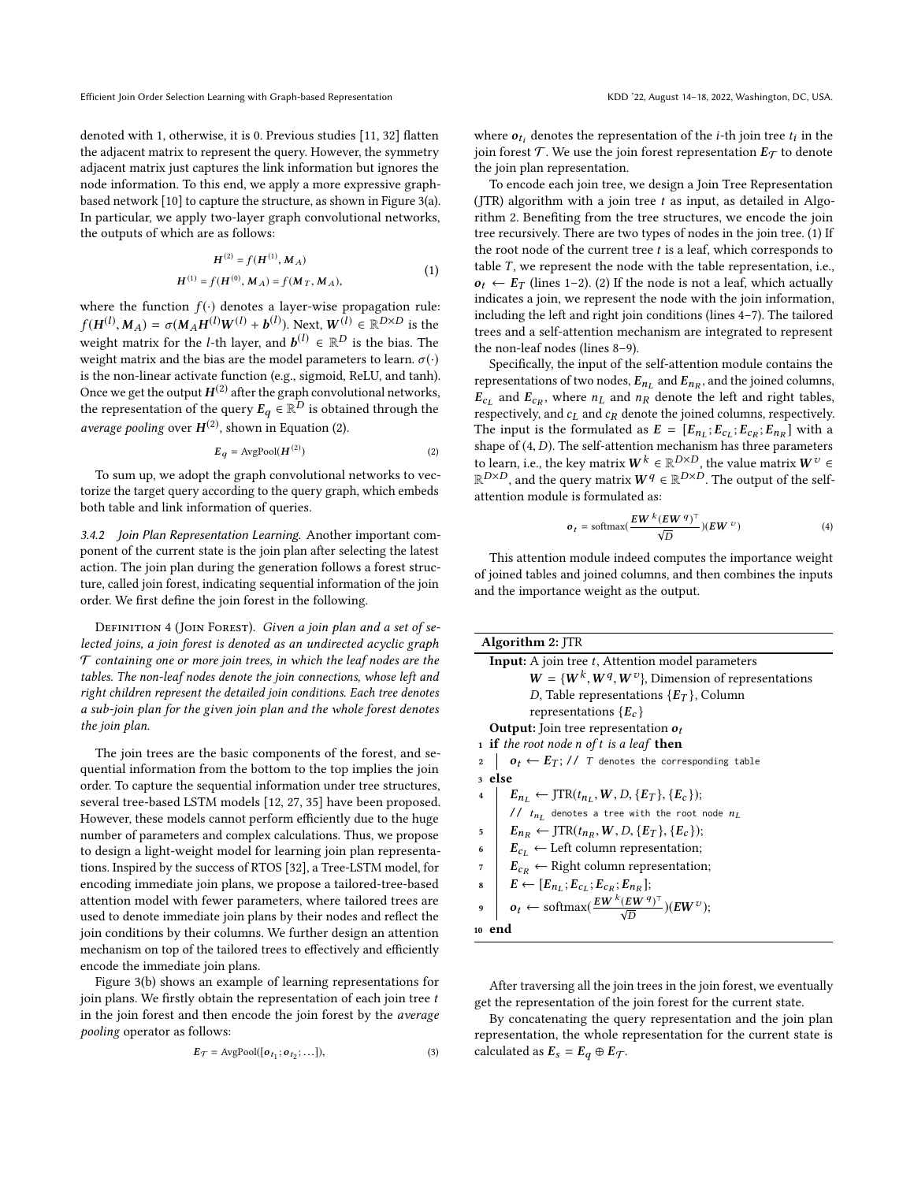denoted with 1, otherwise, it is 0. Previous studies [11, 32] flatten the adjacent matrix to represent the query. However, the symmetry adjacent matrix just captures the link information but ignores the node information. To this end, we apply a more expressive graph-based network [10] to capture the structure, as shown in Figure 3(a). In particular, we apply two-layer graph convolutional networks, the outputs of which are as follows:

$$
\begin{aligned}
\boldsymbol{H}^{(2)} &= f(\boldsymbol{H}^{(1)}, \boldsymbol{M}_A) \\
\boldsymbol{H}^{(1)} &= f(\boldsymbol{H}^{(0)}, \boldsymbol{M}_A) = f(\boldsymbol{M}_T, \boldsymbol{M}_A),
\end{aligned} \tag{1}
$$

where the function $f(\cdot)$ denotes a layer-wise propagation rule: $f(\boldsymbol{H}^{(l)}, \boldsymbol{M}_A) = \sigma(\boldsymbol{M}_A \boldsymbol{H}^{(l)} \boldsymbol{W}^{(l)} + \boldsymbol{b}^{(l)})$. Next, $\boldsymbol{W}^{(l)} \in \mathbb{R}^{D \times D}$ is the weight matrix for the $l$-th layer, and $\boldsymbol{b}^{(l)} \in \mathbb{R}^{D}$ is the bias. The weight matrix and the bias are the model parameters to learn. $\sigma(\cdot)$ is the non-linear activate function (e.g., sigmoid, ReLU, and tanh). Once we get the output $\boldsymbol{H}^{(2)}$ after the graph convolutional networks, the representation of the query $\boldsymbol{E}_q \in \mathbb{R}^{D}$ is obtained through the *average pooling* over $\boldsymbol{H}^{(2)}$, shown in Equation (2).

$$
\boldsymbol{E}_q = \text{AvgPool}(\boldsymbol{H}^{(2)}) \tag{2}
$$

To sum up, we adopt the graph convolutional networks to vectorize the target query according to the query graph, which embeds both table and link information of queries.

*3.4.2 Join Plan Representation Learning.* Another important component of the current state is the join plan after selecting the latest action. The join plan during the generation follows a forest structure, called join forest, indicating sequential information of the join order. We first define the join forest in the following.

Definition 4 (Join Forest). *Given a join plan and a set of selected joins, a join forest is denoted as an undirected acyclic graph $\mathcal{T}$ containing one or more join trees, in which the leaf nodes are the tables. The non-leaf nodes denote the join connections, whose left and right children represent the detailed join conditions. Each tree denotes a sub-join plan for the given join plan and the whole forest denotes the join plan.*

The join trees are the basic components of the forest, and sequential information from the bottom to the top implies the join order. To capture the sequential information under tree structures, several tree-based LSTM models [12, 27, 35] have been proposed. However, these models cannot perform efficiently due to the huge number of parameters and complex calculations. Thus, we propose to design a light-weight model for learning join plan representations. Inspired by the success of RTOS [32], a Tree-LSTM model, for encoding immediate join plans, we propose a tailored-tree-based attention model with fewer parameters, where tailored trees are used to denote immediate join plans by their nodes and reflect the join conditions by their columns. We further design an attention mechanism on top of the tailored trees to effectively and efficiently encode the immediate join plans.

Figure 3(b) shows an example of learning representations for join plans. We firstly obtain the representation of each join tree $t$ in the join forest and then encode the join forest by the *average pooling* operator as follows:

$$
\boldsymbol{E}_{\mathcal{T}} = \text{AvgPool}([\boldsymbol{o}_{t_1}; \boldsymbol{o}_{t_2}; \ldots]), \tag{3}
$$

where $\boldsymbol{o}_{t_i}$ denotes the representation of the $i$-th join tree $t_i$ in the join forest $\mathcal{T}$. We use the join forest representation $\boldsymbol{E}_{\mathcal{T}}$ to denote the join plan representation.

To encode each join tree, we design a Join Tree Representation (JTR) algorithm with a join tree $t$ as input, as detailed in Algorithm 2. Benefiting from the tree structures, we encode the join tree recursively. There are two types of nodes in the join tree. (1) If the root node of the current tree $t$ is a leaf, which corresponds to table $T$, we represent the node with the table representation, i.e., $\boldsymbol{o}_t \leftarrow \boldsymbol{E}_T$ (lines 1–2). (2) If the node is not a leaf, which actually indicates a join, we represent the node with the join information, including the left and right join conditions (lines 4–7). The tailored trees and a self-attention mechanism are integrated to represent the non-leaf nodes (lines 8–9).

Specifically, the input of the self-attention module contains the representations of two nodes, $\boldsymbol{E}_{n_L}$ and $\boldsymbol{E}_{n_R}$, and the joined columns, $\boldsymbol{E}_{c_L}$ and $\boldsymbol{E}_{c_R}$, where $n_L$ and $n_R$ denote the left and right tables, respectively, and $c_L$ and $c_R$ denote the joined columns, respectively. The input is the formulated as $\boldsymbol{E} = [\boldsymbol{E}_{n_L}; \boldsymbol{E}_{c_L}; \boldsymbol{E}_{c_R}; \boldsymbol{E}_{n_R}]$ with a shape of $(4, D)$. The self-attention mechanism has three parameters to learn, i.e., the key matrix $\boldsymbol{W}^k \in \mathbb{R}^{D \times D}$, the value matrix $\boldsymbol{W}^v \in \mathbb{R}^{D \times D}$, and the query matrix $\boldsymbol{W}^q \in \mathbb{R}^{D \times D}$. The output of the self-attention module is formulated as:

$$
\boldsymbol{o}_t = \text{softmax}\left(\frac{\boldsymbol{E}\boldsymbol{W}^k (\boldsymbol{E}\boldsymbol{W}^q)^\top}{\sqrt{D}}\right)(\boldsymbol{E}\boldsymbol{W}^v) \tag{4}
$$

This attention module indeed computes the importance weight of joined tables and joined columns, and then combines the inputs and the importance weight as the output.

**Algorithm 2:** JTR

```
Input: A join tree t, Attention model parameters
       W = {W^k, W^q, W^v}, Dimension of representations
       D, Table representations {E_T}, Column
       representations {E_c}
Output: Join tree representation o_t
1  if the root node n of t is a leaf then
2      o_t ← E_T; // T denotes the corresponding table
3  else
4      E_{n_L} ← JTR(t_{n_L}, W, D, {E_T}, {E_c});
       // t_{n_L} denotes a tree with the root node n_L
5      E_{n_R} ← JTR(t_{n_R}, W, D, {E_T}, {E_c});
6      E_{c_L} ← Left column representation;
7      E_{c_R} ← Right column representation;
8      E ← [E_{n_L}; E_{c_L}; E_{c_R}; E_{n_R}];
9      o_t ← softmax(E W^k (E W^q)^T / sqrt(D)) (E W^v);
10 end
```

After traversing all the join trees in the join forest, we eventually get the representation of the join forest for the current state.

By concatenating the query representation and the join plan representation, the whole representation for the current state is calculated as $\boldsymbol{E}_s = \boldsymbol{E}_q \oplus \boldsymbol{E}_{\mathcal{T}}$.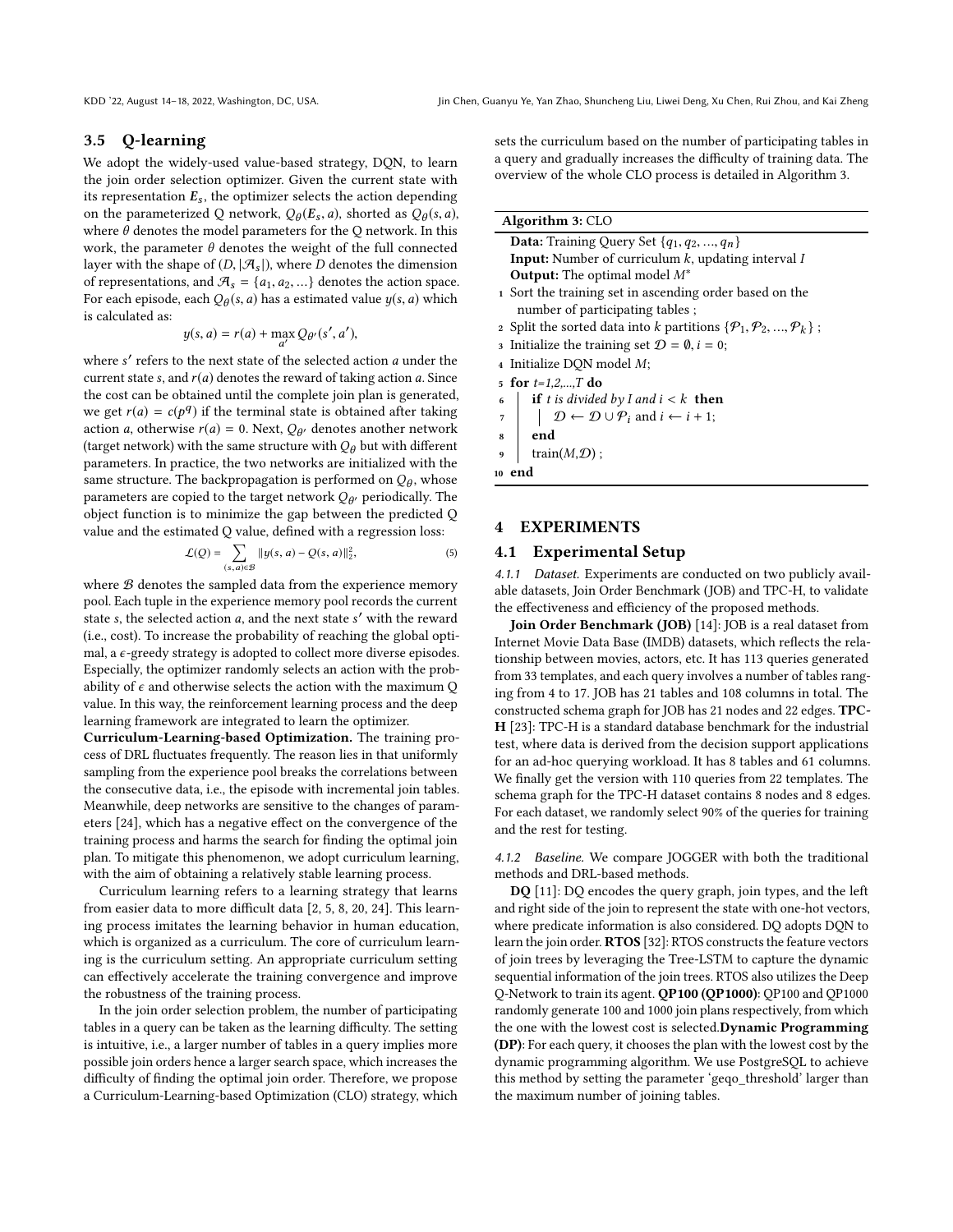### 3.5 Q-learning

We adopt the widely-used value-based strategy, DQN, to learn the join order selection optimizer. Given the current state with its representation $\boldsymbol{E}_s$, the optimizer selects the action depending on the parameterized Q network, $Q_\theta(\boldsymbol{E}_s, a)$, shorted as $Q_\theta(s, a)$, where $\theta$ denotes the model parameters for the Q network. In this work, the parameter $\theta$ denotes the weight of the full connected layer with the shape of $(D, |\mathcal{A}_s|)$, where $D$ denotes the dimension of representations, and $\mathcal{A}_s = \{a_1, a_2, \ldots\}$ denotes the action space. For each episode, each $Q_\theta(s, a)$ has a estimated value $y(s, a)$ which is calculated as:

$$y(s, a) = r(a) + \max_{a'} Q_{\theta'}(s', a'),$$

where $s'$ refers to the next state of the selected action $a$ under the current state $s$, and $r(a)$ denotes the reward of taking action $a$. Since the cost can be obtained until the complete join plan is generated, we get $r(a) = c(p^q)$ if the terminal state is obtained after taking action $a$, otherwise $r(a) = 0$. Next, $Q_{\theta'}$ denotes another network (target network) with the same structure with $Q_\theta$ but with different parameters. In practice, the two networks are initialized with the same structure. The backpropagation is performed on $Q_\theta$, whose parameters are copied to the target network $Q_{\theta'}$ periodically. The object function is to minimize the gap between the predicted Q value and the estimated Q value, defined with a regression loss:

$$\mathcal{L}(Q) = \sum_{(s,a)\in\mathcal{B}} \|y(s, a) - Q(s, a)\|_2^2, \tag{5}$$

where $\mathcal{B}$ denotes the sampled data from the experience memory pool. Each tuple in the experience memory pool records the current state $s$, the selected action $a$, and the next state $s'$ with the reward (i.e., cost). To increase the probability of reaching the global optimal, a $\epsilon$-greedy strategy is adopted to collect more diverse episodes. Especially, the optimizer randomly selects an action with the probability of $\epsilon$ and otherwise selects the action with the maximum Q value. In this way, the reinforcement learning process and the deep learning framework are integrated to learn the optimizer.

**Curriculum-Learning-based Optimization.** The training process of DRL fluctuates frequently. The reason lies in that uniformly sampling from the experience pool breaks the correlations between the consecutive data, i.e., the episode with incremental join tables. Meanwhile, deep networks are sensitive to the changes of parameters [24], which has a negative effect on the convergence of the training process and harms the search for finding the optimal join plan. To mitigate this phenomenon, we adopt curriculum learning, with the aim of obtaining a relatively stable learning process.

Curriculum learning refers to a learning strategy that learns from easier data to more difficult data [2, 5, 8, 20, 24]. This learning process imitates the learning behavior in human education, which is organized as a curriculum. The core of curriculum learning is the curriculum setting. An appropriate curriculum setting can effectively accelerate the training convergence and improve the robustness of the training process.

In the join order selection problem, the number of participating tables in a query can be taken as the learning difficulty. The setting is intuitive, i.e., a larger number of tables in a query implies more possible join orders hence a larger search space, which increases the difficulty of finding the optimal join order. Therefore, we propose a Curriculum-Learning-based Optimization (CLO) strategy, which sets the curriculum based on the number of participating tables in a query and gradually increases the difficulty of training data. The overview of the whole CLO process is detailed in Algorithm 3.

**Algorithm 3:** CLO

```
Data: Training Query Set {q1, q2, ..., qn}
Input: Number of curriculum k, updating interval I
Output: The optimal model M*
1  Sort the training set in ascending order based on the
     number of participating tables ;
2  Split the sorted data into k partitions {P1, P2, ..., Pk} ;
3  Initialize the training set D = ∅, i = 0;
4  Initialize DQN model M;
5  for t=1,2,...,T do
6      if t is divided by I and i < k then
7          D ← D ∪ Pi and i ← i + 1;
8      end
9      train(M,D) ;
10 end
```

## 4 EXPERIMENTS

### 4.1 Experimental Setup

*4.1.1 Dataset.* Experiments are conducted on two publicly available datasets, Join Order Benchmark (JOB) and TPC-H, to validate the effectiveness and efficiency of the proposed methods.

**Join Order Benchmark (JOB)** [14]: JOB is a real dataset from Internet Movie Data Base (IMDB) datasets, which reflects the relationship between movies, actors, etc. It has 113 queries generated from 33 templates, and each query involves a number of tables ranging from 4 to 17. JOB has 21 tables and 108 columns in total. The constructed schema graph for JOB has 21 nodes and 22 edges. **TPC-H** [23]: TPC-H is a standard database benchmark for the industrial test, where data is derived from the decision support applications for an ad-hoc querying workload. It has 8 tables and 61 columns. We finally get the version with 110 queries from 22 templates. The schema graph for the TPC-H dataset contains 8 nodes and 8 edges. For each dataset, we randomly select 90% of the queries for training and the rest for testing.

*4.1.2 Baseline.* We compare JOGGER with both the traditional methods and DRL-based methods.

**DQ** [11]: DQ encodes the query graph, join types, and the left and right side of the join to represent the state with one-hot vectors, where predicate information is also considered. DQ adopts DQN to learn the join order. **RTOS** [32]: RTOS constructs the feature vectors of join trees by leveraging the Tree-LSTM to capture the dynamic sequential information of the join trees. RTOS also utilizes the Deep Q-Network to train its agent. **QP100 (QP1000)**: QP100 and QP1000 randomly generate 100 and 1000 join plans respectively, from which the one with the lowest cost is selected.**Dynamic Programming (DP)**: For each query, it chooses the plan with the lowest cost by the dynamic programming algorithm. We use PostgreSQL to achieve this method by setting the parameter 'geqo_threshold' larger than the maximum number of joining tables.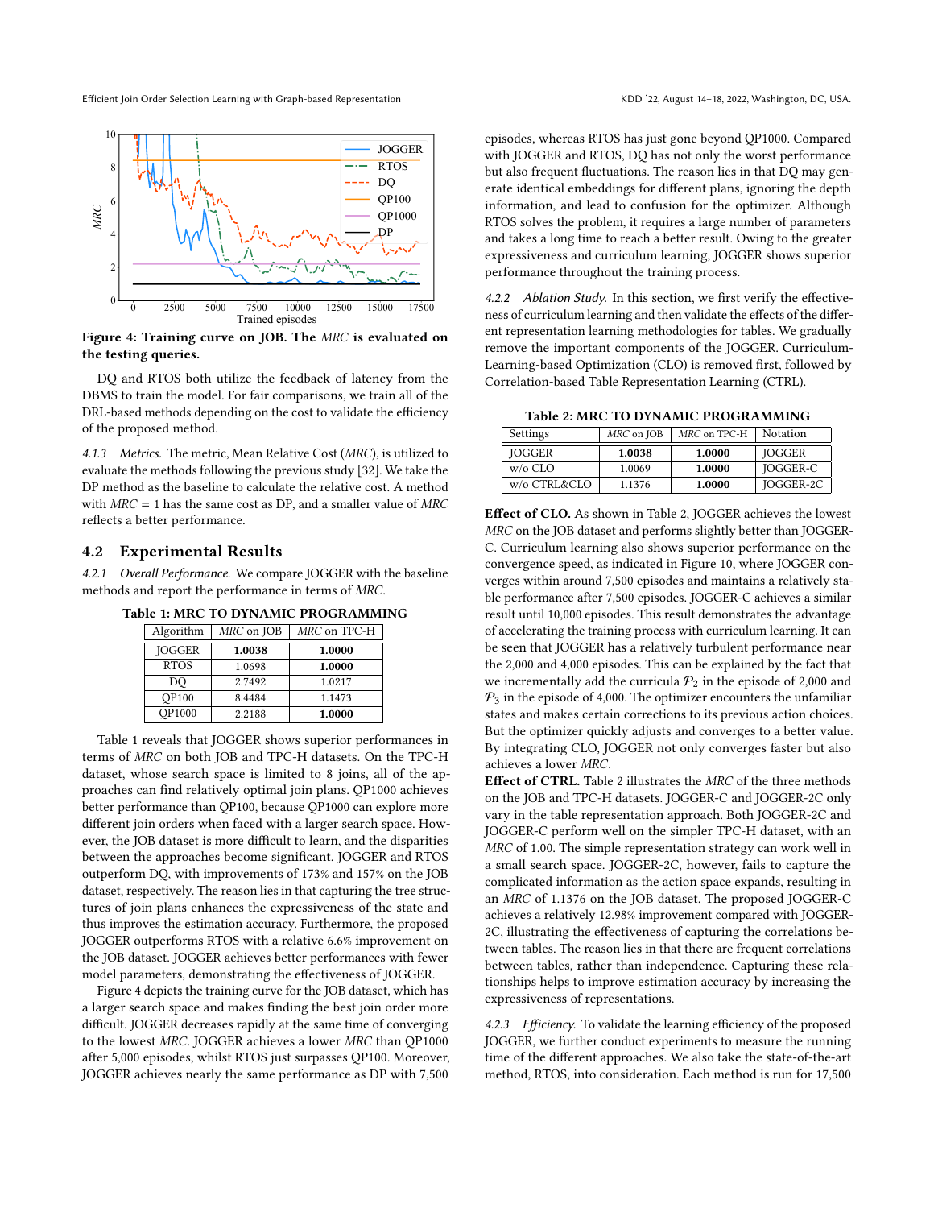Figure 4: Training curve on JOB. The *MRC* is evaluated on the testing queries.

DQ and RTOS both utilize the feedback of latency from the DBMS to train the model. For fair comparisons, we train all of the DRL-based methods depending on the cost to validate the efficiency of the proposed method.

*4.1.3 Metrics.* The metric, Mean Relative Cost (*MRC*), is utilized to evaluate the methods following the previous study [32]. We take the DP method as the baseline to calculate the relative cost. A method with *MRC* = 1 has the same cost as DP, and a smaller value of *MRC* reflects a better performance.

## 4.2 Experimental Results

*4.2.1 Overall Performance.* We compare JOGGER with the baseline methods and report the performance in terms of *MRC*.

**Table 1: MRC TO DYNAMIC PROGRAMMING**

| Algorithm | *MRC* on JOB | *MRC* on TPC-H |
|---|---|---|
| JOGGER | **1.0038** | **1.0000** |
| RTOS | 1.0698 | **1.0000** |
| DQ | 2.7492 | 1.0217 |
| QP100 | 8.4484 | 1.1473 |
| QP1000 | 2.2188 | **1.0000** |

Table 1 reveals that JOGGER shows superior performances in terms of *MRC* on both JOB and TPC-H datasets. On the TPC-H dataset, whose search space is limited to 8 joins, all of the approaches can find relatively optimal join plans. QP1000 achieves better performance than QP100, because QP1000 can explore more different join orders when faced with a larger search space. However, the JOB dataset is more difficult to learn, and the disparities between the approaches become significant. JOGGER and RTOS outperform DQ, with improvements of 173% and 157% on the JOB dataset, respectively. The reason lies in that capturing the tree structures of join plans enhances the expressiveness of the state and thus improves the estimation accuracy. Furthermore, the proposed JOGGER outperforms RTOS with a relative 6.6% improvement on the JOB dataset. JOGGER achieves better performances with fewer model parameters, demonstrating the effectiveness of JOGGER.

Figure 4 depicts the training curve for the JOB dataset, which has a larger search space and makes finding the best join order more difficult. JOGGER decreases rapidly at the same time of converging to the lowest *MRC*. JOGGER achieves a lower *MRC* than QP1000 after 5,000 episodes, whilst RTOS just surpasses QP100. Moreover, JOGGER achieves nearly the same performance as DP with 7,500 episodes, whereas RTOS has just gone beyond QP1000. Compared with JOGGER and RTOS, DQ has not only the worst performance but also frequent fluctuations. The reason lies in that DQ may generate identical embeddings for different plans, ignoring the depth information, and lead to confusion for the optimizer. Although RTOS solves the problem, it requires a large number of parameters and takes a long time to reach a better result. Owing to the greater expressiveness and curriculum learning, JOGGER shows superior performance throughout the training process.

*4.2.2 Ablation Study.* In this section, we first verify the effectiveness of curriculum learning and then validate the effects of the different representation learning methodologies for tables. We gradually remove the important components of the JOGGER. Curriculum-Learning-based Optimization (CLO) is removed first, followed by Correlation-based Table Representation Learning (CTRL).

**Table 2: MRC TO DYNAMIC PROGRAMMING**

| Settings | *MRC* on JOB | *MRC* on TPC-H | Notation |
|---|---|---|---|
| JOGGER | **1.0038** | **1.0000** | JOGGER |
| w/o CLO | 1.0069 | **1.0000** | JOGGER-C |
| w/o CTRL&CLO | 1.1376 | **1.0000** | JOGGER-2C |

**Effect of CLO.** As shown in Table 2, JOGGER achieves the lowest *MRC* on the JOB dataset and performs slightly better than JOGGER-C. Curriculum learning also shows superior performance on the convergence speed, as indicated in Figure 10, where JOGGER converges within around 7,500 episodes and maintains a relatively stable performance after 7,500 episodes. JOGGER-C achieves a similar result until 10,000 episodes. This result demonstrates the advantage of accelerating the training process with curriculum learning. It can be seen that JOGGER has a relatively turbulent performance near the 2,000 and 4,000 episodes. This can be explained by the fact that we incrementally add the curricula $\mathcal{P}_2$ in the episode of 2,000 and $\mathcal{P}_3$ in the episode of 4,000. The optimizer encounters the unfamiliar states and makes certain corrections to its previous action choices. But the optimizer quickly adjusts and converges to a better value. By integrating CLO, JOGGER not only converges faster but also achieves a lower *MRC*.

**Effect of CTRL.** Table 2 illustrates the *MRC* of the three methods on the JOB and TPC-H datasets. JOGGER-C and JOGGER-2C only vary in the table representation approach. Both JOGGER-2C and JOGGER-C perform well on the simpler TPC-H dataset, with an *MRC* of 1.00. The simple representation strategy can work well in a small search space. JOGGER-2C, however, fails to capture the complicated information as the action space expands, resulting in an *MRC* of 1.1376 on the JOB dataset. The proposed JOGGER-C achieves a relatively 12.98% improvement compared with JOGGER-2C, illustrating the effectiveness of capturing the correlations between tables. The reason lies in that there are frequent correlations between tables, rather than independence. Capturing these relationships helps to improve estimation accuracy by increasing the expressiveness of representations.

*4.2.3 Efficiency.* To validate the learning efficiency of the proposed JOGGER, we further conduct experiments to measure the running time of the different approaches. We also take the state-of-the-art method, RTOS, into consideration. Each method is run for 17,500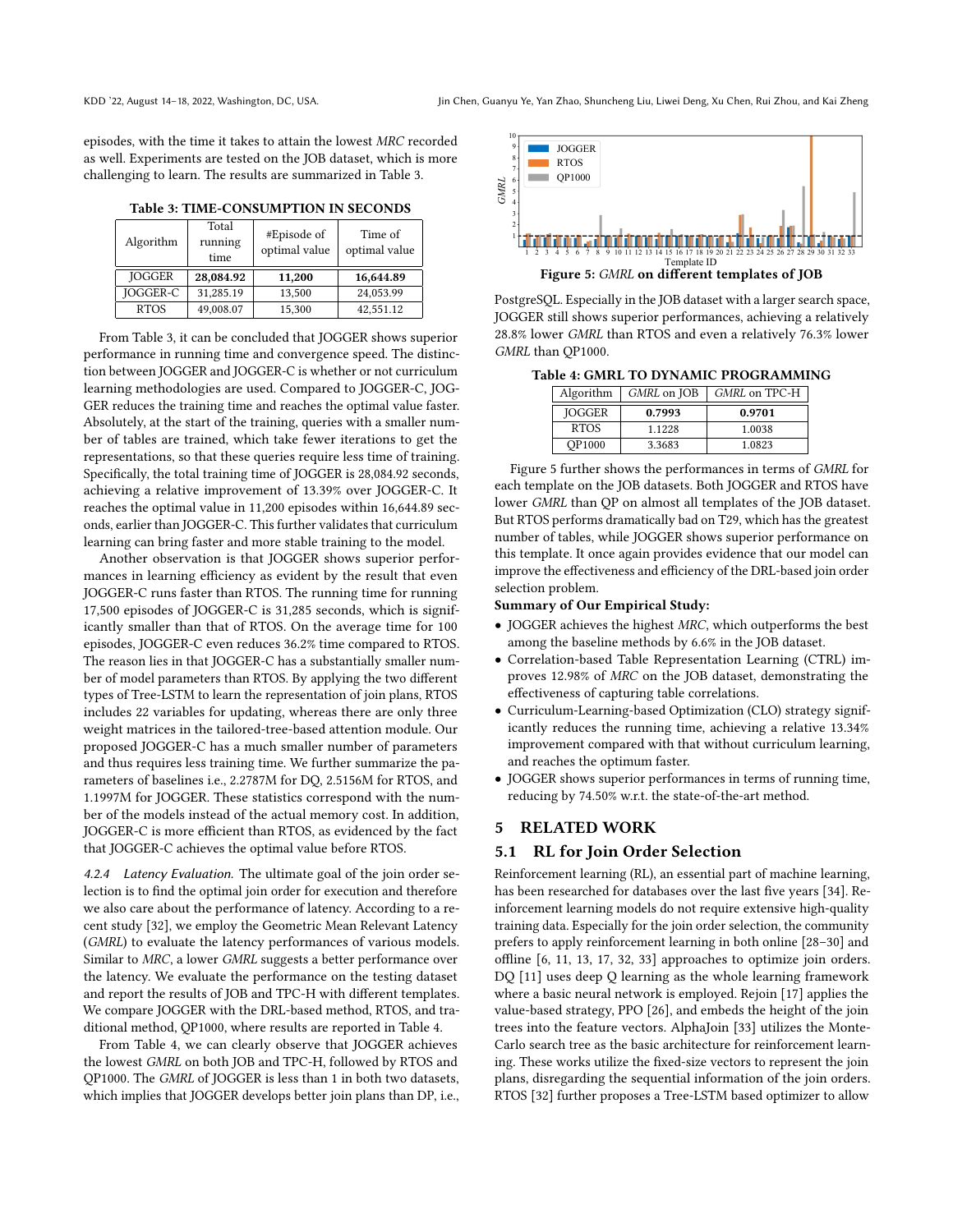episodes, with the time it takes to attain the lowest *MRC* recorded as well. Experiments are tested on the JOB dataset, which is more challenging to learn. The results are summarized in Table 3.

**Table 3: TIME-CONSUMPTION IN SECONDS**

| Algorithm | Total running time | #Episode of optimal value | Time of optimal value |
|---|---|---|---|
| JOGGER | **28,084.92** | **11,200** | **16,644.89** |
| JOGGER-C | 31,285.19 | 13,500 | 24,053.99 |
| RTOS | 49,008.07 | 15,300 | 42,551.12 |

From Table 3, it can be concluded that JOGGER shows superior performance in running time and convergence speed. The distinction between JOGGER and JOGGER-C is whether or not curriculum learning methodologies are used. Compared to JOGGER-C, JOGGER reduces the training time and reaches the optimal value faster. Absolutely, at the start of the training, queries with a smaller number of tables are trained, which take fewer iterations to get the representations, so that these queries require less time of training. Specifically, the total training time of JOGGER is 28,084.92 seconds, achieving a relative improvement of 13.39% over JOGGER-C. It reaches the optimal value in 11,200 episodes within 16,644.89 seconds, earlier than JOGGER-C. This further validates that curriculum learning can bring faster and more stable training to the model.

Another observation is that JOGGER shows superior performances in learning efficiency as evident by the result that even JOGGER-C runs faster than RTOS. The running time for running 17,500 episodes of JOGGER-C is 31,285 seconds, which is significantly smaller than that of RTOS. On the average time for 100 episodes, JOGGER-C even reduces 36.2% time compared to RTOS. The reason lies in that JOGGER-C has a substantially smaller number of model parameters than RTOS. By applying the two different types of Tree-LSTM to learn the representation of join plans, RTOS includes 22 variables for updating, whereas there are only three weight matrices in the tailored-tree-based attention module. Our proposed JOGGER-C has a much smaller number of parameters and thus requires less training time. We further summarize the parameters of baselines i.e., 2.2787M for DQ, 2.5156M for RTOS, and 1.1997M for JOGGER. These statistics correspond with the number of the models instead of the actual memory cost. In addition, JOGGER-C is more efficient than RTOS, as evidenced by the fact that JOGGER-C achieves the optimal value before RTOS.

*4.2.4 Latency Evaluation.* The ultimate goal of the join order selection is to find the optimal join order for execution and therefore we also care about the performance of latency. According to a recent study [32], we employ the Geometric Mean Relevant Latency (*GMRL*) to evaluate the latency performances of various models. Similar to *MRC*, a lower *GMRL* suggests a better performance over the latency. We evaluate the performance on the testing dataset and report the results of JOB and TPC-H with different templates. We compare JOGGER with the DRL-based method, RTOS, and traditional method, QP1000, where results are reported in Table 4.

From Table 4, we can clearly observe that JOGGER achieves the lowest *GMRL* on both JOB and TPC-H, followed by RTOS and QP1000. The *GMRL* of JOGGER is less than 1 in both two datasets, which implies that JOGGER develops better join plans than DP, i.e., PostgreSQL. Especially in the JOB dataset with a larger search space, JOGGER still shows superior performances, achieving a relatively 28.8% lower *GMRL* than RTOS and even a relatively 76.3% lower *GMRL* than QP1000.

Figure 5: *GMRL* on different templates of JOB

**Table 4: GMRL TO DYNAMIC PROGRAMMING**

| Algorithm | *GMRL* on JOB | *GMRL* on TPC-H |
|---|---|---|
| JOGGER | **0.7993** | **0.9701** |
| RTOS | 1.1228 | 1.0038 |
| QP1000 | 3.3683 | 1.0823 |

Figure 5 further shows the performances in terms of *GMRL* for each template on the JOB datasets. Both JOGGER and RTOS have lower *GMRL* than QP on almost all templates of the JOB dataset. But RTOS performs dramatically bad on T29, which has the greatest number of tables, while JOGGER shows superior performance on this template. It once again provides evidence that our model can improve the effectiveness and efficiency of the DRL-based join order selection problem.

**Summary of Our Empirical Study:**

- JOGGER achieves the highest *MRC*, which outperforms the best among the baseline methods by 6.6% in the JOB dataset.
- Correlation-based Table Representation Learning (CTRL) improves 12.98% of *MRC* on the JOB dataset, demonstrating the effectiveness of capturing table correlations.
- Curriculum-Learning-based Optimization (CLO) strategy significantly reduces the running time, achieving a relative 13.34% improvement compared with that without curriculum learning, and reaches the optimum faster.
- JOGGER shows superior performances in terms of running time, reducing by 74.50% w.r.t. the state-of-the-art method.

## 5 RELATED WORK

### 5.1 RL for Join Order Selection

Reinforcement learning (RL), an essential part of machine learning, has been researched for databases over the last five years [34]. Reinforcement learning models do not require extensive high-quality training data. Especially for the join order selection, the community prefers to apply reinforcement learning in both online [28–30] and offline [6, 11, 13, 17, 32, 33] approaches to optimize join orders. DQ [11] uses deep Q learning as the whole learning framework where a basic neural network is employed. Rejoin [17] applies the value-based strategy, PPO [26], and embeds the height of the join trees into the feature vectors. AlphaJoin [33] utilizes the Monte-Carlo search tree as the basic architecture for reinforcement learning. These works utilize the fixed-size vectors to represent the join plans, disregarding the sequential information of the join orders. RTOS [32] further proposes a Tree-LSTM based optimizer to allow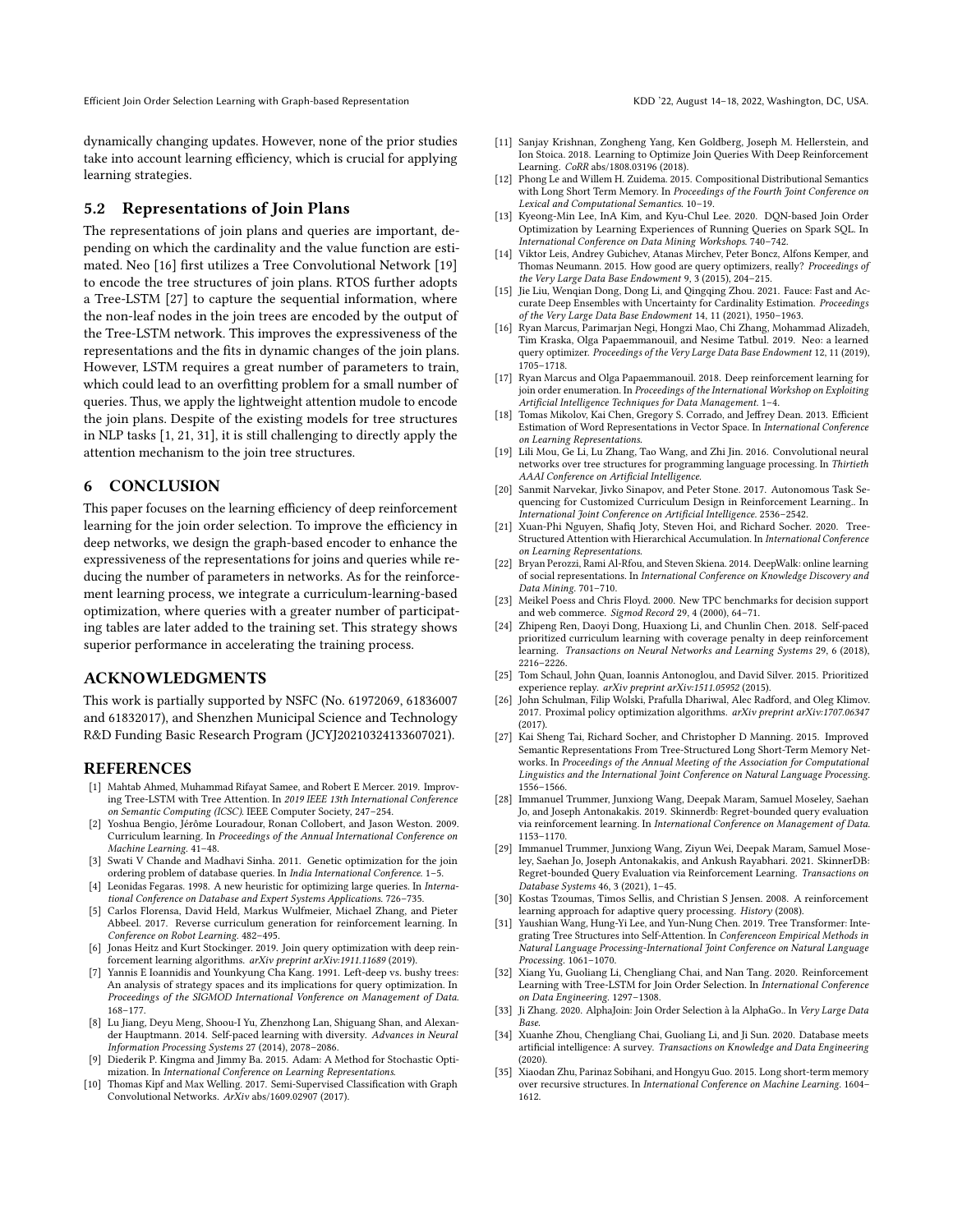dynamically changing updates. However, none of the prior studies take into account learning efficiency, which is crucial for applying learning strategies.

## 5.2 Representations of Join Plans

The representations of join plans and queries are important, depending on which the cardinality and the value function are estimated. Neo [16] first utilizes a Tree Convolutional Network [19] to encode the tree structures of join plans. RTOS further adopts a Tree-LSTM [27] to capture the sequential information, where the non-leaf nodes in the join trees are encoded by the output of the Tree-LSTM network. This improves the expressiveness of the representations and the fits in dynamic changes of the join plans. However, LSTM requires a great number of parameters to train, which could lead to an overfitting problem for a small number of queries. Thus, we apply the lightweight attention mudole to encode the join plans. Despite of the existing models for tree structures in NLP tasks [1, 21, 31], it is still challenging to directly apply the attention mechanism to the join tree structures.

# 6 CONCLUSION

This paper focuses on the learning efficiency of deep reinforcement learning for the join order selection. To improve the efficiency in deep networks, we design the graph-based encoder to enhance the expressiveness of the representations for joins and queries while reducing the number of parameters in networks. As for the reinforcement learning process, we integrate a curriculum-learning-based optimization, where queries with a greater number of participating tables are later added to the training set. This strategy shows superior performance in accelerating the training process.

# ACKNOWLEDGMENTS

This work is partially supported by NSFC (No. 61972069, 61836007 and 61832017), and Shenzhen Municipal Science and Technology R&D Funding Basic Research Program (JCYJ20210324133607021).

# REFERENCES

- [1] Mahtab Ahmed, Muhammad Rifayat Samee, and Robert E Mercer. 2019. Improving Tree-LSTM with Tree Attention. In *2019 IEEE 13th International Conference on Semantic Computing (ICSC)*. IEEE Computer Society, 247–254.
- [2] Yoshua Bengio, Jérôme Louradour, Ronan Collobert, and Jason Weston. 2009. Curriculum learning. In *Proceedings of the Annual International Conference on Machine Learning*. 41–48.
- [3] Swati V Chande and Madhavi Sinha. 2011. Genetic optimization for the join ordering problem of database queries. In *India International Conference*. 1–5.
- [4] Leonidas Fegaras. 1998. A new heuristic for optimizing large queries. In *International Conference on Database and Expert Systems Applications*. 726–735.
- [5] Carlos Florensa, David Held, Markus Wulfmeier, Michael Zhang, and Pieter Abbeel. 2017. Reverse curriculum generation for reinforcement learning. In *Conference on Robot Learning*. 482–495.
- [6] Jonas Heitz and Kurt Stockinger. 2019. Join query optimization with deep reinforcement learning algorithms. *arXiv preprint arXiv:1911.11689* (2019).
- [7] Yannis E Ioannidis and Younkyung Cha Kang. 1991. Left-deep vs. bushy trees: An analysis of strategy spaces and its implications for query optimization. In *Proceedings of the SIGMOD International Vonference on Management of Data*. 168–177.
- [8] Lu Jiang, Deyu Meng, Shoou-I Yu, Zhenzhong Lan, Shiguang Shan, and Alexander Hauptmann. 2014. Self-paced learning with diversity. *Advances in Neural Information Processing Systems* 27 (2014), 2078–2086.
- [9] Diederik P. Kingma and Jimmy Ba. 2015. Adam: A Method for Stochastic Optimization. In *International Conference on Learning Representations*.
- [10] Thomas Kipf and Max Welling. 2017. Semi-Supervised Classification with Graph Convolutional Networks. *ArXiv* abs/1609.02907 (2017).
- [11] Sanjay Krishnan, Zongheng Yang, Ken Goldberg, Joseph M. Hellerstein, and Ion Stoica. 2018. Learning to Optimize Join Queries With Deep Reinforcement Learning. *CoRR* abs/1808.03196 (2018).
- [12] Phong Le and Willem H. Zuidema. 2015. Compositional Distributional Semantics with Long Short Term Memory. In *Proceedings of the Fourth Joint Conference on Lexical and Computational Semantics*. 10–19.
- [13] Kyeong-Min Lee, InA Kim, and Kyu-Chul Lee. 2020. DQN-based Join Order Optimization by Learning Experiences of Running Queries on Spark SQL. In *International Conference on Data Mining Workshops*. 740–742.
- [14] Viktor Leis, Andrey Gubichev, Atanas Mirchev, Peter Boncz, Alfons Kemper, and Thomas Neumann. 2015. How good are query optimizers, really? *Proceedings of the Very Large Data Base Endowment* 9, 3 (2015), 204–215.
- [15] Jie Liu, Wenqian Dong, Dong Li, and Qingqing Zhou. 2021. Fauce: Fast and Accurate Deep Ensembles with Uncertainty for Cardinality Estimation. *Proceedings of the Very Large Data Base Endowment* 14, 11 (2021), 1950–1963.
- [16] Ryan Marcus, Parimarjan Negi, Hongzi Mao, Chi Zhang, Mohammad Alizadeh, Tim Kraska, Olga Papaemmanouil, and Nesime Tatbul. 2019. Neo: a learned query optimizer. *Proceedings of the Very Large Data Base Endowment* 12, 11 (2019), 1705–1718.
- [17] Ryan Marcus and Olga Papaemmanouil. 2018. Deep reinforcement learning for join order enumeration. In *Proceedings of the International Workshop on Exploiting Artificial Intelligence Techniques for Data Management*. 1–4.
- [18] Tomas Mikolov, Kai Chen, Gregory S. Corrado, and Jeffrey Dean. 2013. Efficient Estimation of Word Representations in Vector Space. In *International Conference on Learning Representations*.
- [19] Lili Mou, Ge Li, Lu Zhang, Tao Wang, and Zhi Jin. 2016. Convolutional neural networks over tree structures for programming language processing. In *Thirtieth AAAI Conference on Artificial Intelligence*.
- [20] Sanmit Narvekar, Jivko Sinapov, and Peter Stone. 2017. Autonomous Task Sequencing for Customized Curriculum Design in Reinforcement Learning.. In *International Joint Conference on Artificial Intelligence*. 2536–2542.
- [21] Xuan-Phi Nguyen, Shafiq Joty, Steven Hoi, and Richard Socher. 2020. Tree-Structured Attention with Hierarchical Accumulation. In *International Conference on Learning Representations*.
- [22] Bryan Perozzi, Rami Al-Rfou, and Steven Skiena. 2014. DeepWalk: online learning of social representations. In *International Conference on Knowledge Discovery and Data Mining*. 701–710.
- [23] Meikel Poess and Chris Floyd. 2000. New TPC benchmarks for decision support and web commerce. *Sigmod Record* 29, 4 (2000), 64–71.
- [24] Zhipeng Ren, Daoyi Dong, Huaxiong Li, and Chunlin Chen. 2018. Self-paced prioritized curriculum learning with coverage penalty in deep reinforcement learning. *Transactions on Neural Networks and Learning Systems* 29, 6 (2018), 2216–2226.
- [25] Tom Schaul, John Quan, Ioannis Antonoglou, and David Silver. 2015. Prioritized experience replay. *arXiv preprint arXiv:1511.05952* (2015).
- [26] John Schulman, Filip Wolski, Prafulla Dhariwal, Alec Radford, and Oleg Klimov. 2017. Proximal policy optimization algorithms. *arXiv preprint arXiv:1707.06347* (2017).
- [27] Kai Sheng Tai, Richard Socher, and Christopher D Manning. 2015. Improved Semantic Representations From Tree-Structured Long Short-Term Memory Networks. In *Proceedings of the Annual Meeting of the Association for Computational Linguistics and the International Joint Conference on Natural Language Processing*. 1556–1566.
- [28] Immanuel Trummer, Junxiong Wang, Deepak Maram, Samuel Moseley, Saehan Jo, and Joseph Antonakakis. 2019. Skinnerdb: Regret-bounded query evaluation via reinforcement learning. In *International Conference on Management of Data*. 1153–1170.
- [29] Immanuel Trummer, Junxiong Wang, Ziyun Wei, Deepak Maram, Samuel Moseley, Saehan Jo, Joseph Antonakakis, and Ankush Rayabhari. 2021. SkinnerDB: Regret-bounded Query Evaluation via Reinforcement Learning. *Transactions on Database Systems* 46, 3 (2021), 1–45.
- [30] Kostas Tzoumas, Timos Sellis, and Christian S Jensen. 2008. A reinforcement learning approach for adaptive query processing. *History* (2008).
- [31] Yaushian Wang, Hung-Yi Lee, and Yun-Nung Chen. 2019. Tree Transformer: Integrating Tree Structures into Self-Attention. In *Conferenceon Empirical Methods in Natural Language Processing-International Joint Conference on Natural Language Processing*. 1061–1070.
- [32] Xiang Yu, Guoliang Li, Chengliang Chai, and Nan Tang. 2020. Reinforcement Learning with Tree-LSTM for Join Order Selection. In *International Conference on Data Engineering*. 1297–1308.
- [33] Ji Zhang. 2020. AlphaJoin: Join Order Selection à la AlphaGo.. In *Very Large Data Base*.
- [34] Xuanhe Zhou, Chengliang Chai, Guoliang Li, and Ji Sun. 2020. Database meets artificial intelligence: A survey. *Transactions on Knowledge and Data Engineering* (2020).
- [35] Xiaodan Zhu, Parinaz Sobihani, and Hongyu Guo. 2015. Long short-term memory over recursive structures. In *International Conference on Machine Learning*. 1604–1612.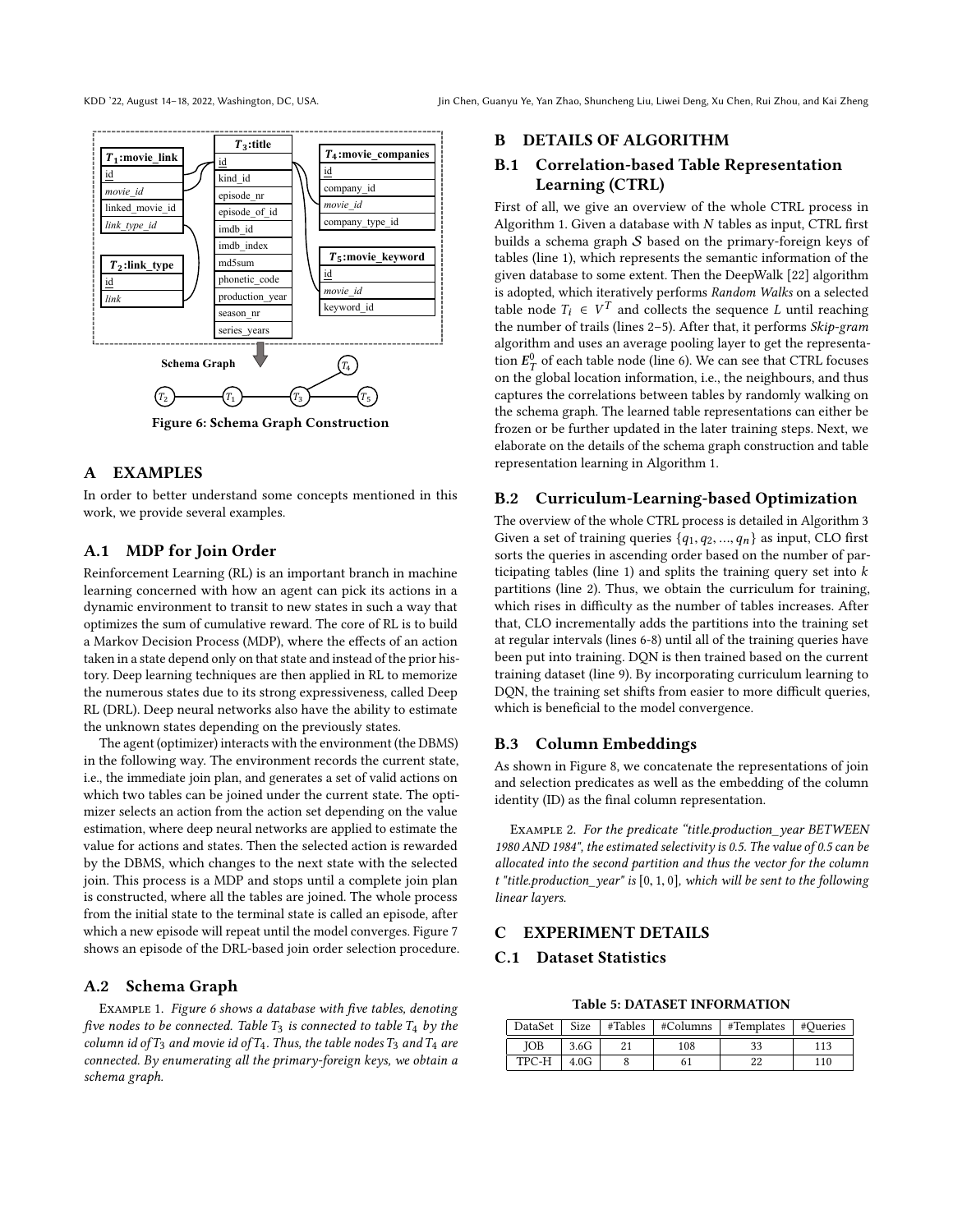Figure 6: Schema Graph Construction

## A EXAMPLES

In order to better understand some concepts mentioned in this work, we provide several examples.

### A.1 MDP for Join Order

Reinforcement Learning (RL) is an important branch in machine learning concerned with how an agent can pick its actions in a dynamic environment to transit to new states in such a way that optimizes the sum of cumulative reward. The core of RL is to build a Markov Decision Process (MDP), where the effects of an action taken in a state depend only on that state and instead of the prior history. Deep learning techniques are then applied in RL to memorize the numerous states due to its strong expressiveness, called Deep RL (DRL). Deep neural networks also have the ability to estimate the unknown states depending on the previously states.

The agent (optimizer) interacts with the environment (the DBMS) in the following way. The environment records the current state, i.e., the immediate join plan, and generates a set of valid actions on which two tables can be joined under the current state. The optimizer selects an action from the action set depending on the value estimation, where deep neural networks are applied to estimate the value for actions and states. Then the selected action is rewarded by the DBMS, which changes to the next state with the selected join. This process is a MDP and stops until a complete join plan is constructed, where all the tables are joined. The whole process from the initial state to the terminal state is called an episode, after which a new episode will repeat until the model converges. Figure 7 shows an episode of the DRL-based join order selection procedure.

### A.2 Schema Graph

Example 1. *Figure 6 shows a database with five tables, denoting five nodes to be connected. Table $T_3$ is connected to table $T_4$ by the column id of $T_3$ and movie id of $T_4$. Thus, the table nodes $T_3$ and $T_4$ are connected. By enumerating all the primary-foreign keys, we obtain a schema graph.*

## B DETAILS OF ALGORITHM

### B.1 Correlation-based Table Representation Learning (CTRL)

First of all, we give an overview of the whole CTRL process in Algorithm 1. Given a database with $N$ tables as input, CTRL first builds a schema graph $\mathcal{S}$ based on the primary-foreign keys of tables (line 1), which represents the semantic information of the given database to some extent. Then the DeepWalk [22] algorithm is adopted, which iteratively performs *Random Walks* on a selected table node $T_i \in V^T$ and collects the sequence $L$ until reaching the number of trails (lines 2–5). After that, it performs *Skip-gram* algorithm and uses an average pooling layer to get the representation $\boldsymbol{E}_T^0$ of each table node (line 6). We can see that CTRL focuses on the global location information, i.e., the neighbours, and thus captures the correlations between tables by randomly walking on the schema graph. The learned table representations can either be frozen or be further updated in the later training steps. Next, we elaborate on the details of the schema graph construction and table representation learning in Algorithm 1.

### B.2 Curriculum-Learning-based Optimization

The overview of the whole CTRL process is detailed in Algorithm 3 Given a set of training queries $\{q_1, q_2, ..., q_n\}$ as input, CLO first sorts the queries in ascending order based on the number of participating tables (line 1) and splits the training query set into $k$ partitions (line 2). Thus, we obtain the curriculum for training, which rises in difficulty as the number of tables increases. After that, CLO incrementally adds the partitions into the training set at regular intervals (lines 6-8) until all of the training queries have been put into training. DQN is then trained based on the current training dataset (line 9). By incorporating curriculum learning to DQN, the training set shifts from easier to more difficult queries, which is beneficial to the model convergence.

### B.3 Column Embeddings

As shown in Figure 8, we concatenate the representations of join and selection predicates as well as the embedding of the column identity (ID) as the final column representation.

Example 2. *For the predicate "title.production_year BETWEEN 1980 AND 1984", the estimated selectivity is 0.5. The value of 0.5 can be allocated into the second partition and thus the vector for the column t "title.production_year" is $[0, 1, 0]$, which will be sent to the following linear layers.*

## C EXPERIMENT DETAILS

### C.1 Dataset Statistics

Table 5: DATASET INFORMATION

| DataSet | Size | #Tables | #Columns | #Templates | #Queries |
|---|---|---|---|---|---|
| JOB | 3.6G | 21 | 108 | 33 | 113 |
| TPC-H | 4.0G | 8 | 61 | 22 | 110 |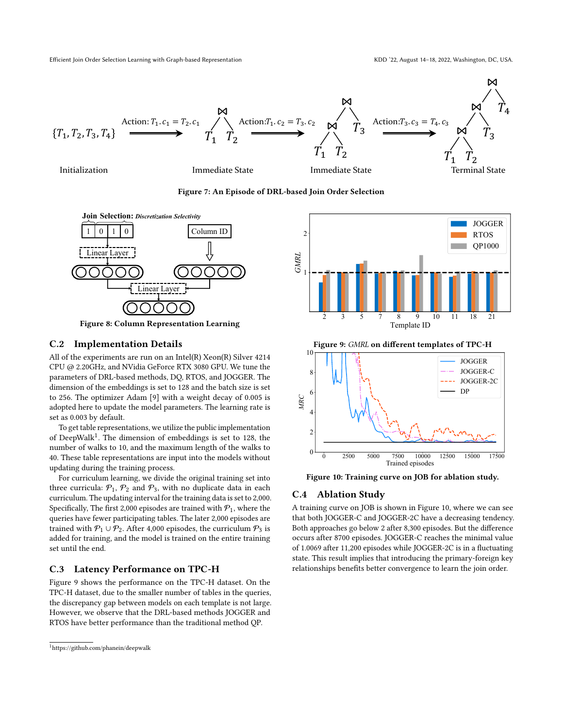$\{T_1, T_2, T_3, T_4\}$

Action: $T_1.c_1 = T_2.c_1$

Action: $T_1.c_2 = T_3.c_2$

Action: $T_3.c_3 = T_4.c_3$

Initialization

Immediate State

Immediate State

Terminal State

**Figure 7: An Episode of DRL-based Join Order Selection**

Join Selection: *Discretization Selectivity*

1 0 1 0

Column ID

Linear Layer

Linear Layer

**Figure 8: Column Representation Learning**

JOGGER

RTOS

QP1000

GMRL

2

1

2 3 5 7 8 9 10 11 18 21

Template ID

**Figure 9:** ***GMRL*** **on different templates of TPC-H**

## C.2 Implementation Details

All of the experiments are run on an Intel(R) Xeon(R) Silver 4214 CPU @ 2.20GHz, and NVidia GeForce RTX 3080 GPU. We tune the parameters of DRL-based methods, DQ, RTOS, and JOGGER. The dimension of the embeddings is set to 128 and the batch size is set to 256. The optimizer Adam [9] with a weight decay of 0.005 is adopted here to update the model parameters. The learning rate is set as 0.003 by default.

To get table representations, we utilize the public implementation of DeepWalk[1]. The dimension of embeddings is set to 128, the number of walks to 10, and the maximum length of the walks to 40. These table representations are input into the models without updating during the training process.

For curriculum learning, we divide the original training set into three curricula: $\mathcal{P}_1$, $\mathcal{P}_2$ and $\mathcal{P}_3$, with no duplicate data in each curriculum. The updating interval for the training data is set to 2,000. Specifically, The first 2,000 episodes are trained with $\mathcal{P}_1$, where the queries have fewer participating tables. The later 2,000 episodes are trained with $\mathcal{P}_1 \cup \mathcal{P}_2$. After 4,000 episodes, the curriculum $\mathcal{P}_3$ is added for training, and the model is trained on the entire training set until the end.

## C.3 Latency Performance on TPC-H

Figure 9 shows the performance on the TPC-H dataset. On the TPC-H dataset, due to the smaller number of tables in the queries, the discrepancy gap between models on each template is not large. However, we observe that the DRL-based methods JOGGER and RTOS have better performance than the traditional method QP.

JOGGER

JOGGER-C

JOGGER-2C

DP

MRC

10

8

6

4

2

0

0 2500 5000 7500 10000 12500 15000 17500

Trained episodes

**Figure 10: Training curve on JOB for ablation study.**

## C.4 Ablation Study

A training curve on JOB is shown in Figure 10, where we can see that both JOGGER-C and JOGGER-2C have a decreasing tendency. Both approaches go below 2 after 8,300 episodes. But the difference occurs after 8700 episodes. JOGGER-C reaches the minimal value of 1.0069 after 11,200 episodes while JOGGER-2C is in a fluctuating state. This result implies that introducing the primary-foreign key relationships benefits better convergence to learn the join order.

[1] https://github.com/phanein/deepwalk